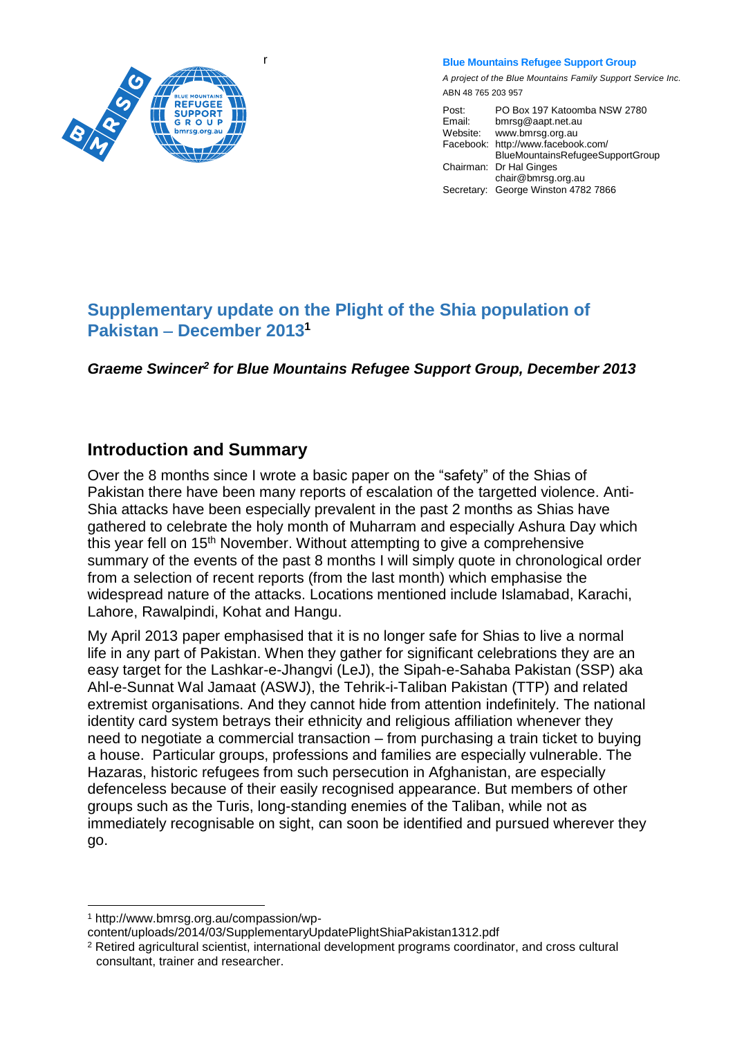**Blue Mountains Refugee Support Group**

*A project of the Blue Mountains Family Support Service Inc.*

ABN 48 765 203 957

Post: PO Box 197 Katoomba NSW 2780
Email: bmrsg@aapt.net.au
Website: www.bmrsg.org.au
Facebook: http://www.facebook.com/BlueMountainsRefugeeSupportGroup
Chairman: Dr Hal Ginges chair@bmrsg.org.au
Secretary: George Winston 4782 7866

# Supplementary update on the Plight of the Shia population of Pakistan – December 2013[1]

***Graeme Swincer[2] for Blue Mountains Refugee Support Group, December 2013***

## Introduction and Summary

Over the 8 months since I wrote a basic paper on the "safety" of the Shias of Pakistan there have been many reports of escalation of the targetted violence. Anti-Shia attacks have been especially prevalent in the past 2 months as Shias have gathered to celebrate the holy month of Muharram and especially Ashura Day which this year fell on 15th November. Without attempting to give a comprehensive summary of the events of the past 8 months I will simply quote in chronological order from a selection of recent reports (from the last month) which emphasise the widespread nature of the attacks. Locations mentioned include Islamabad, Karachi, Lahore, Rawalpindi, Kohat and Hangu.

My April 2013 paper emphasised that it is no longer safe for Shias to live a normal life in any part of Pakistan. When they gather for significant celebrations they are an easy target for the Lashkar-e-Jhangvi (LeJ), the Sipah-e-Sahaba Pakistan (SSP) aka Ahl-e-Sunnat Wal Jamaat (ASWJ), the Tehrik-i-Taliban Pakistan (TTP) and related extremist organisations. And they cannot hide from attention indefinitely. The national identity card system betrays their ethnicity and religious affiliation whenever they need to negotiate a commercial transaction – from purchasing a train ticket to buying a house. Particular groups, professions and families are especially vulnerable. The Hazaras, historic refugees from such persecution in Afghanistan, are especially defenceless because of their easily recognised appearance. But members of other groups such as the Turis, long-standing enemies of the Taliban, while not as immediately recognisable on sight, can soon be identified and pursued wherever they go.

---

[1] http://www.bmrsg.org.au/compassion/wp-content/uploads/2014/03/SupplementaryUpdatePlightShiaPakistan1312.pdf

[2] Retired agricultural scientist, international development programs coordinator, and cross cultural consultant, trainer and researcher.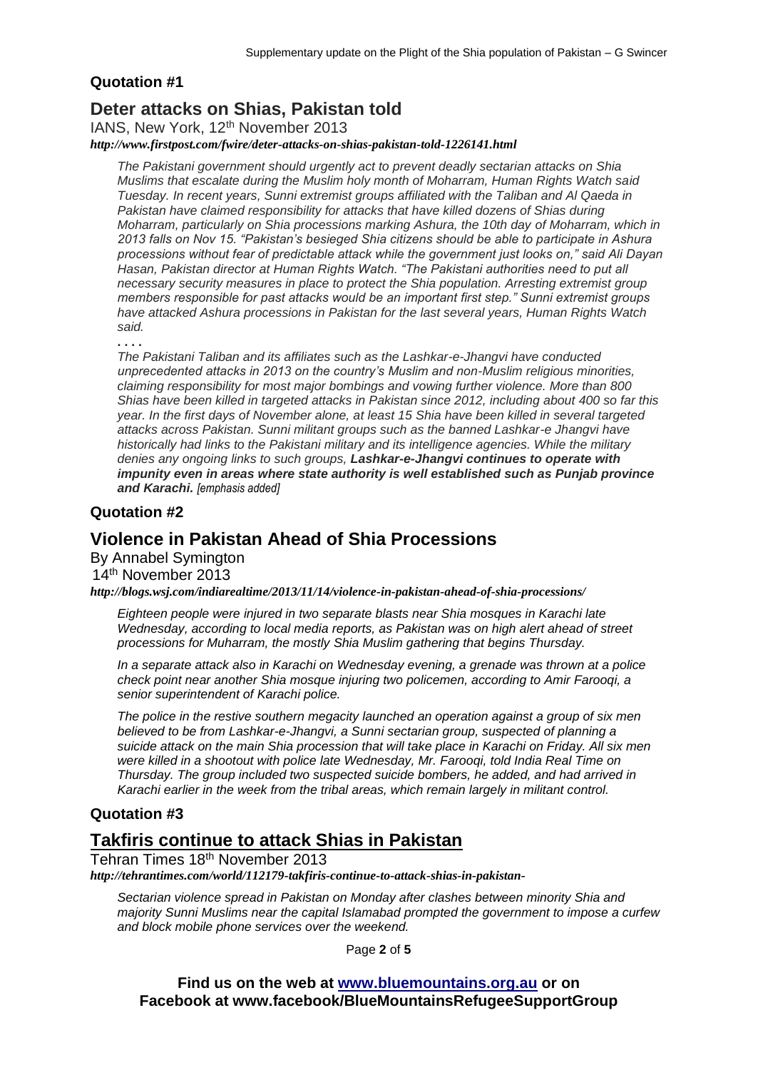### Quotation #1

## Deter attacks on Shias, Pakistan told

IANS, New York, 12th November 2013

***http://www.firstpost.com/fwire/deter-attacks-on-shias-pakistan-told-1226141.html***

*The Pakistani government should urgently act to prevent deadly sectarian attacks on Shia Muslims that escalate during the Muslim holy month of Moharram, Human Rights Watch said Tuesday. In recent years, Sunni extremist groups affiliated with the Taliban and Al Qaeda in Pakistan have claimed responsibility for attacks that have killed dozens of Shias during Moharram, particularly on Shia processions marking Ashura, the 10th day of Moharram, which in 2013 falls on Nov 15. "Pakistan's besieged Shia citizens should be able to participate in Ashura processions without fear of predictable attack while the government just looks on," said Ali Dayan Hasan, Pakistan director at Human Rights Watch. "The Pakistani authorities need to put all necessary security measures in place to protect the Shia population. Arresting extremist group members responsible for past attacks would be an important first step." Sunni extremist groups have attacked Ashura processions in Pakistan for the last several years, Human Rights Watch said.*

*. . . .*

*The Pakistani Taliban and its affiliates such as the Lashkar-e-Jhangvi have conducted unprecedented attacks in 2013 on the country's Muslim and non-Muslim religious minorities, claiming responsibility for most major bombings and vowing further violence. More than 800 Shias have been killed in targeted attacks in Pakistan since 2012, including about 400 so far this year. In the first days of November alone, at least 15 Shia have been killed in several targeted attacks across Pakistan. Sunni militant groups such as the banned Lashkar-e Jhangvi have historically had links to the Pakistani military and its intelligence agencies. While the military denies any ongoing links to such groups,* ***Lashkar-e-Jhangvi continues to operate with impunity even in areas where state authority is well established such as Punjab province and Karachi.*** *[emphasis added]*

### Quotation #2

## Violence in Pakistan Ahead of Shia Processions

By Annabel Symington

14th November 2013

***http://blogs.wsj.com/indiarealtime/2013/11/14/violence-in-pakistan-ahead-of-shia-processions/***

*Eighteen people were injured in two separate blasts near Shia mosques in Karachi late Wednesday, according to local media reports, as Pakistan was on high alert ahead of street processions for Muharram, the mostly Shia Muslim gathering that begins Thursday.*

*In a separate attack also in Karachi on Wednesday evening, a grenade was thrown at a police check point near another Shia mosque injuring two policemen, according to Amir Farooqi, a senior superintendent of Karachi police.*

*The police in the restive southern megacity launched an operation against a group of six men believed to be from Lashkar-e-Jhangvi, a Sunni sectarian group, suspected of planning a suicide attack on the main Shia procession that will take place in Karachi on Friday. All six men were killed in a shootout with police late Wednesday, Mr. Farooqi, told India Real Time on Thursday. The group included two suspected suicide bombers, he added, and had arrived in Karachi earlier in the week from the tribal areas, which remain largely in militant control.*

### Quotation #3

## Takfiris continue to attack Shias in Pakistan

Tehran Times 18th November 2013

***http://tehrantimes.com/world/112179-takfiris-continue-to-attack-shias-in-pakistan-***

*Sectarian violence spread in Pakistan on Monday after clashes between minority Shia and majority Sunni Muslims near the capital Islamabad prompted the government to impose a curfew and block mobile phone services over the weekend.*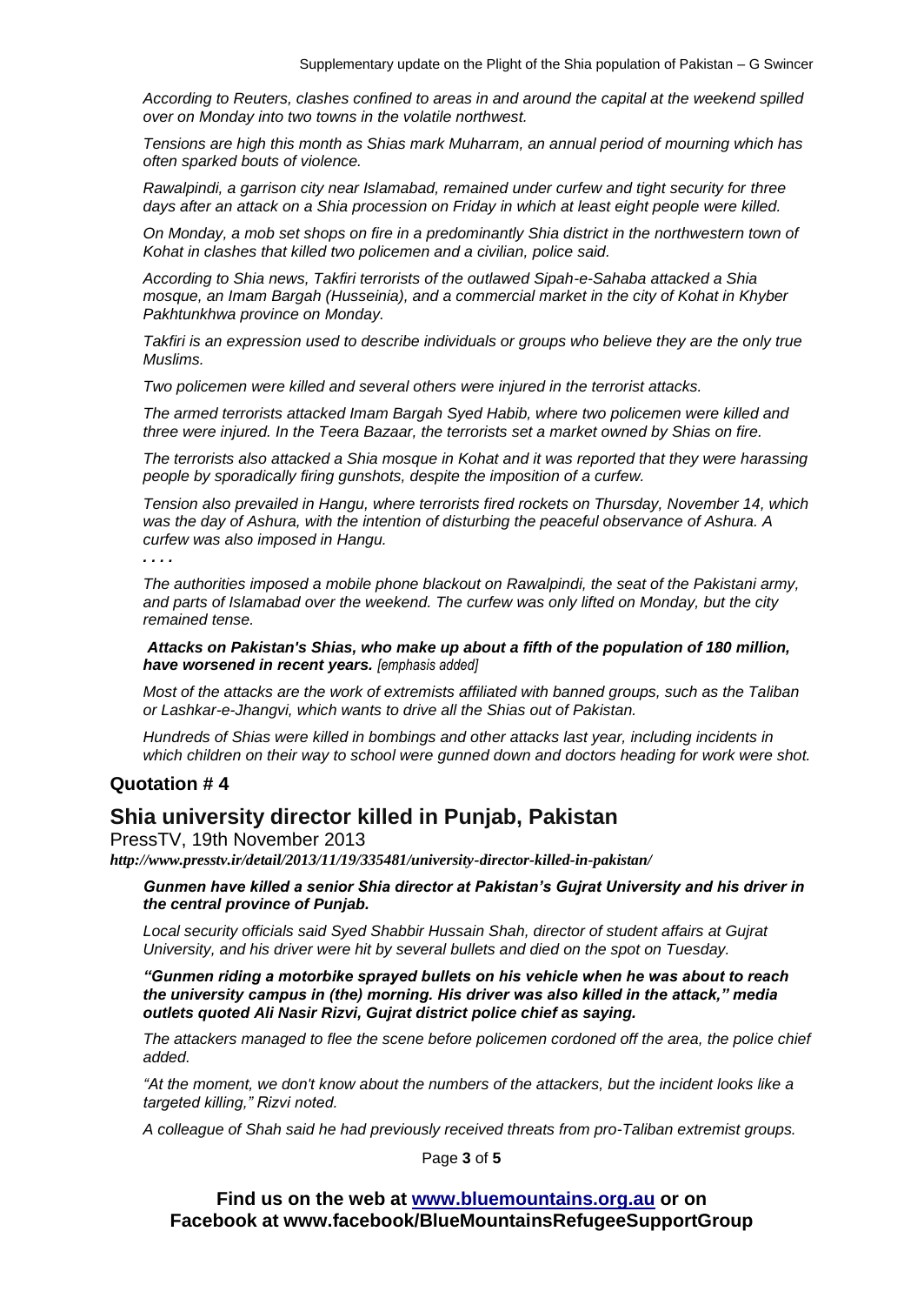*According to Reuters, clashes confined to areas in and around the capital at the weekend spilled over on Monday into two towns in the volatile northwest.*

*Tensions are high this month as Shias mark Muharram, an annual period of mourning which has often sparked bouts of violence.*

*Rawalpindi, a garrison city near Islamabad, remained under curfew and tight security for three days after an attack on a Shia procession on Friday in which at least eight people were killed.*

*On Monday, a mob set shops on fire in a predominantly Shia district in the northwestern town of Kohat in clashes that killed two policemen and a civilian, police said.*

*According to Shia news, Takfiri terrorists of the outlawed Sipah-e-Sahaba attacked a Shia mosque, an Imam Bargah (Husseinia), and a commercial market in the city of Kohat in Khyber Pakhtunkhwa province on Monday.*

*Takfiri is an expression used to describe individuals or groups who believe they are the only true Muslims.*

*Two policemen were killed and several others were injured in the terrorist attacks.*

*The armed terrorists attacked Imam Bargah Syed Habib, where two policemen were killed and three were injured. In the Teera Bazaar, the terrorists set a market owned by Shias on fire.*

*The terrorists also attacked a Shia mosque in Kohat and it was reported that they were harassing people by sporadically firing gunshots, despite the imposition of a curfew.*

*Tension also prevailed in Hangu, where terrorists fired rockets on Thursday, November 14, which was the day of Ashura, with the intention of disturbing the peaceful observance of Ashura. A curfew was also imposed in Hangu.*

*. . . .*

*The authorities imposed a mobile phone blackout on Rawalpindi, the seat of the Pakistani army, and parts of Islamabad over the weekend. The curfew was only lifted on Monday, but the city remained tense.*

***Attacks on Pakistan's Shias, who make up about a fifth of the population of 180 million, have worsened in recent years.*** *[emphasis added]*

*Most of the attacks are the work of extremists affiliated with banned groups, such as the Taliban or Lashkar-e-Jhangvi, which wants to drive all the Shias out of Pakistan.*

*Hundreds of Shias were killed in bombings and other attacks last year, including incidents in which children on their way to school were gunned down and doctors heading for work were shot.*

### Quotation # 4

## Shia university director killed in Punjab, Pakistan

PressTV, 19th November 2013

***http://www.presstv.ir/detail/2013/11/19/335481/university-director-killed-in-pakistan/***

***Gunmen have killed a senior Shia director at Pakistan's Gujrat University and his driver in the central province of Punjab.***

*Local security officials said Syed Shabbir Hussain Shah, director of student affairs at Gujrat University, and his driver were hit by several bullets and died on the spot on Tuesday.*

***"Gunmen riding a motorbike sprayed bullets on his vehicle when he was about to reach the university campus in (the) morning. His driver was also killed in the attack," media outlets quoted Ali Nasir Rizvi, Gujrat district police chief as saying.***

*The attackers managed to flee the scene before policemen cordoned off the area, the police chief added.*

*"At the moment, we don't know about the numbers of the attackers, but the incident looks like a targeted killing," Rizvi noted.*

*A colleague of Shah said he had previously received threats from pro-Taliban extremist groups.*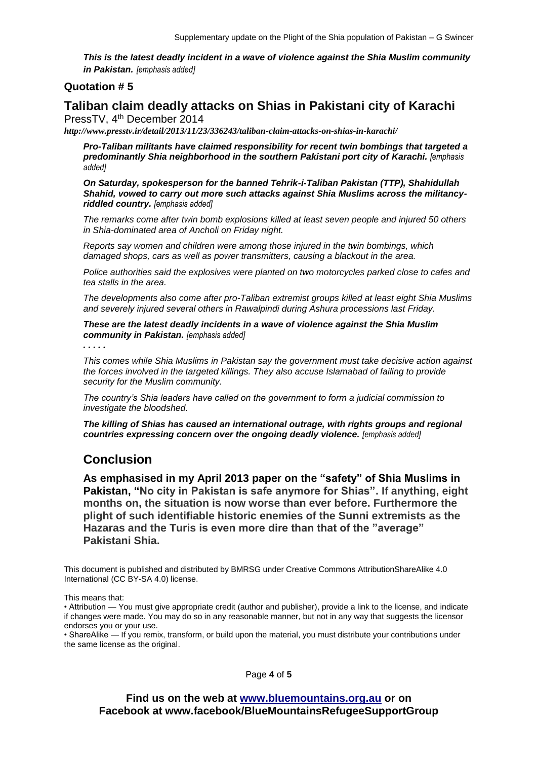***This is the latest deadly incident in a wave of violence against the Shia Muslim community in Pakistan.*** *[emphasis added]*

### Quotation # 5

## Taliban claim deadly attacks on Shias in Pakistani city of Karachi

PressTV, 4th December 2014

***http://www.presstv.ir/detail/2013/11/23/336243/taliban-claim-attacks-on-shias-in-karachi/***

***Pro-Taliban militants have claimed responsibility for recent twin bombings that targeted a predominantly Shia neighborhood in the southern Pakistani port city of Karachi.*** *[emphasis added]*

***On Saturday, spokesperson for the banned Tehrik-i-Taliban Pakistan (TTP), Shahidullah Shahid, vowed to carry out more such attacks against Shia Muslims across the militancy-riddled country.*** *[emphasis added]*

*The remarks come after twin bomb explosions killed at least seven people and injured 50 others in Shia-dominated area of Ancholi on Friday night.*

*Reports say women and children were among those injured in the twin bombings, which damaged shops, cars as well as power transmitters, causing a blackout in the area.*

*Police authorities said the explosives were planted on two motorcycles parked close to cafes and tea stalls in the area.*

*The developments also come after pro-Taliban extremist groups killed at least eight Shia Muslims and severely injured several others in Rawalpindi during Ashura processions last Friday.*

***These are the latest deadly incidents in a wave of violence against the Shia Muslim community in Pakistan.*** *[emphasis added]*

*. . . . .*

*This comes while Shia Muslims in Pakistan say the government must take decisive action against the forces involved in the targeted killings. They also accuse Islamabad of failing to provide security for the Muslim community.*

*The country's Shia leaders have called on the government to form a judicial commission to investigate the bloodshed.*

***The killing of Shias has caused an international outrage, with rights groups and regional countries expressing concern over the ongoing deadly violence.*** *[emphasis added]*

## Conclusion

**As emphasised in my April 2013 paper on the "safety" of Shia Muslims in Pakistan, "No city in Pakistan is safe anymore for Shias". If anything, eight months on, the situation is now worse than ever before. Furthermore the plight of such identifiable historic enemies of the Sunni extremists as the Hazaras and the Turis is even more dire than that of the "average" Pakistani Shia.**

This document is published and distributed by BMRSG under Creative Commons AttributionShareAlike 4.0 International (CC BY-SA 4.0) license.

This means that:

• Attribution — You must give appropriate credit (author and publisher), provide a link to the license, and indicate if changes were made. You may do so in any reasonable manner, but not in any way that suggests the licensor endorses you or your use.

• ShareAlike — If you remix, transform, or build upon the material, you must distribute your contributions under the same license as the original.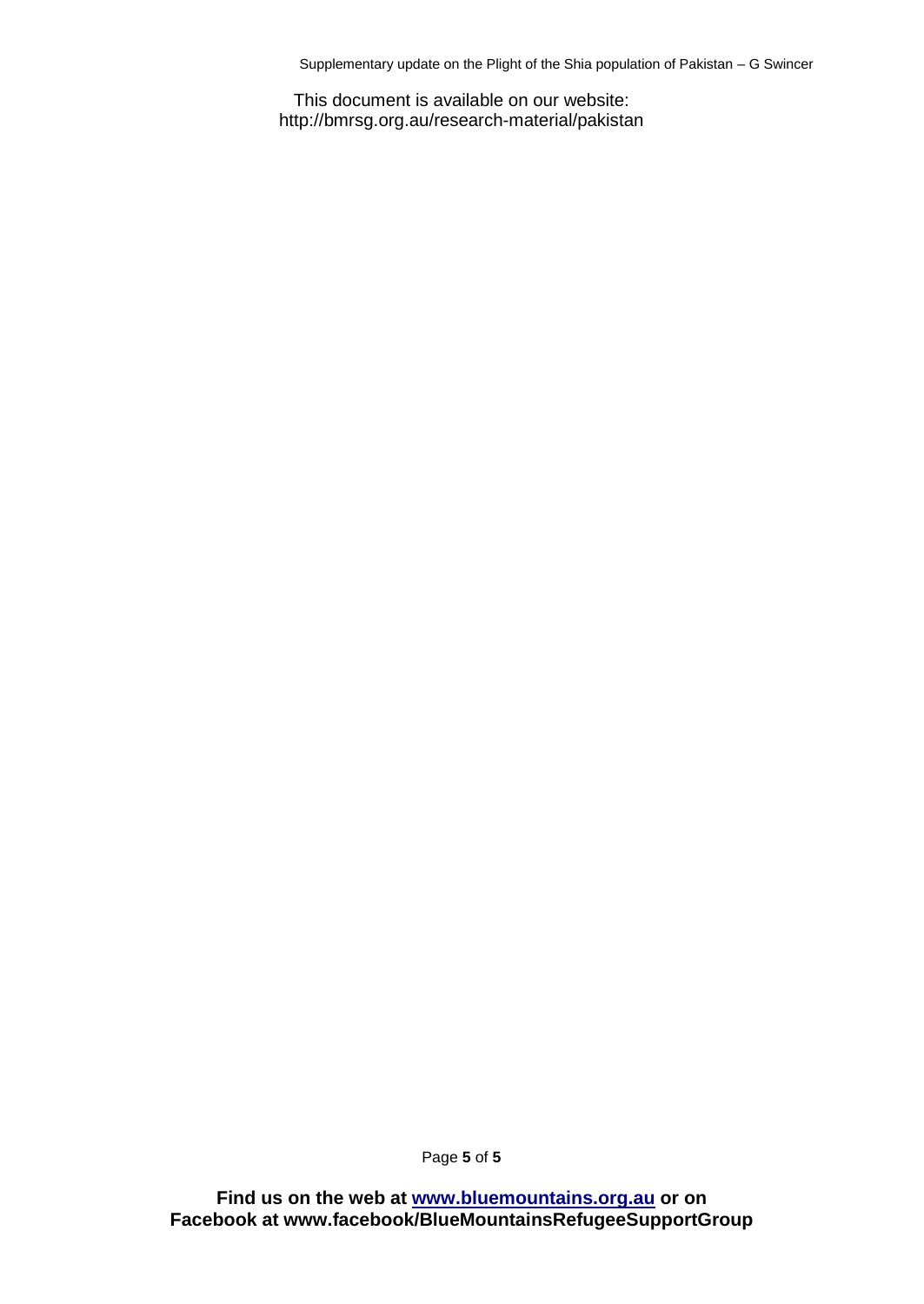This document is available on our website:
http://bmrsg.org.au/research-material/pakistan